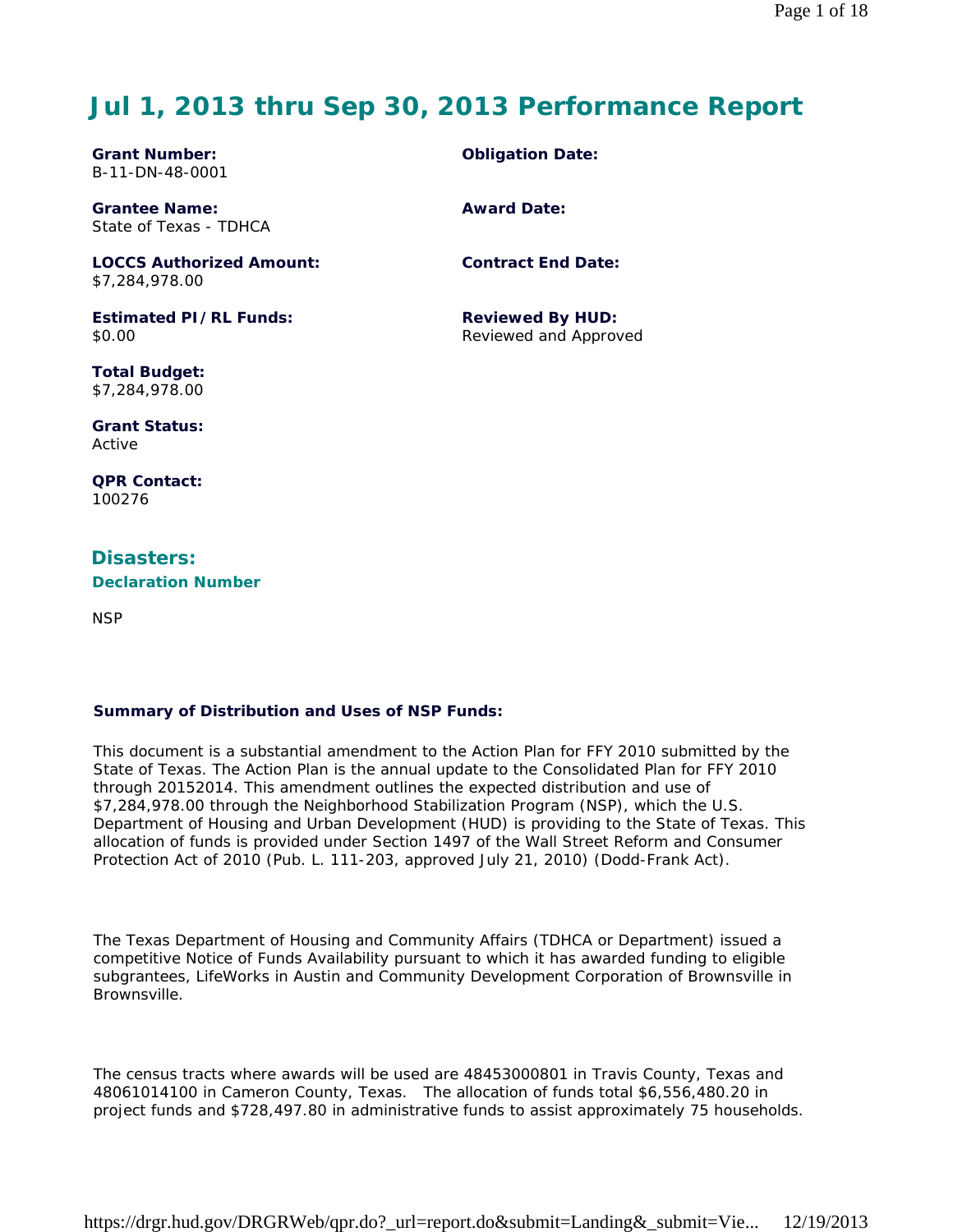# Jul 1, 2013 thru Sep 30, 2013 Performance Report

**Grant Number:**
B-11-DN-48-0001

**Grantee Name:**
State of Texas - TDHCA

**LOCCS Authorized Amount:**
$7,284,978.00

**Estimated PI/RL Funds:**
$0.00

**Total Budget:**
$7,284,978.00

**Grant Status:**
Active

**QPR Contact:**
100276

**Obligation Date:**

**Award Date:**

**Contract End Date:**

**Reviewed By HUD:**
Reviewed and Approved

## Disasters:

### Declaration Number

NSP

**Summary of Distribution and Uses of NSP Funds:**

This document is a substantial amendment to the Action Plan for FFY 2010 submitted by the State of Texas. The Action Plan is the annual update to the Consolidated Plan for FFY 2010 through 20152014. This amendment outlines the expected distribution and use of $7,284,978.00 through the Neighborhood Stabilization Program (NSP), which the U.S. Department of Housing and Urban Development (HUD) is providing to the State of Texas. This allocation of funds is provided under Section 1497 of the Wall Street Reform and Consumer Protection Act of 2010 (Pub. L. 111-203, approved July 21, 2010) (Dodd-Frank Act).

The Texas Department of Housing and Community Affairs (TDHCA or Department) issued a competitive Notice of Funds Availability pursuant to which it has awarded funding to eligible subgrantees, LifeWorks in Austin and Community Development Corporation of Brownsville in Brownsville.

The census tracts where awards will be used are 48453000801 in Travis County, Texas and 48061014100 in Cameron County, Texas. The allocation of funds total $6,556,480.20 in project funds and $728,497.80 in administrative funds to assist approximately 75 households.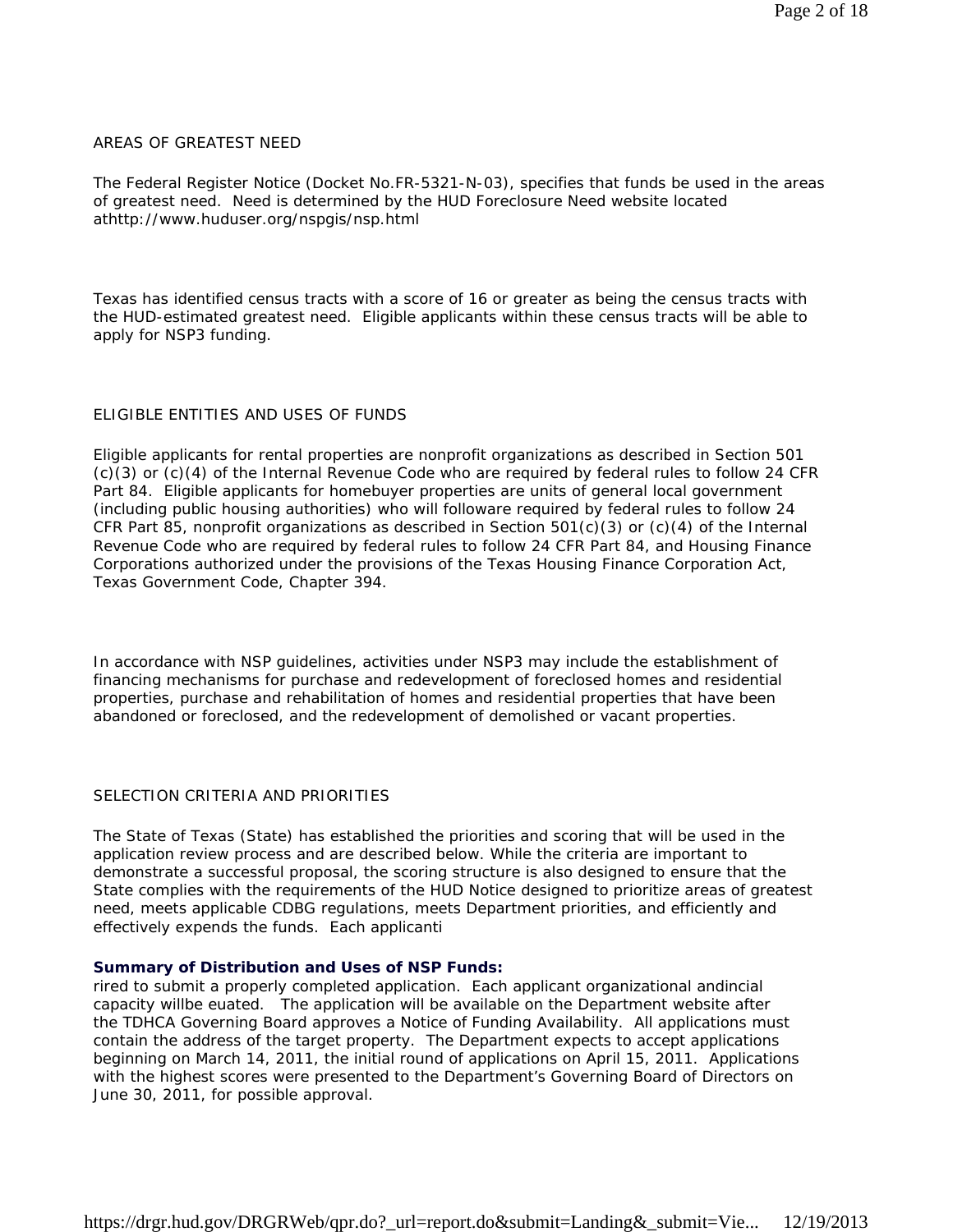AREAS OF GREATEST NEED

The Federal Register Notice (Docket No.FR-5321-N-03), specifies that funds be used in the areas of greatest need. Need is determined by the HUD Foreclosure Need website located athttp://www.huduser.org/nspgis/nsp.html

Texas has identified census tracts with a score of 16 or greater as being the census tracts with the HUD-estimated greatest need. Eligible applicants within these census tracts will be able to apply for NSP3 funding.

ELIGIBLE ENTITIES AND USES OF FUNDS

Eligible applicants for rental properties are nonprofit organizations as described in Section 501 (c)(3) or (c)(4) of the Internal Revenue Code who are required by federal rules to follow 24 CFR Part 84. Eligible applicants for homebuyer properties are units of general local government (including public housing authorities) who will followare required by federal rules to follow 24 CFR Part 85, nonprofit organizations as described in Section 501(c)(3) or (c)(4) of the Internal Revenue Code who are required by federal rules to follow 24 CFR Part 84, and Housing Finance Corporations authorized under the provisions of the Texas Housing Finance Corporation Act, Texas Government Code, Chapter 394.

In accordance with NSP guidelines, activities under NSP3 may include the establishment of financing mechanisms for purchase and redevelopment of foreclosed homes and residential properties, purchase and rehabilitation of homes and residential properties that have been abandoned or foreclosed, and the redevelopment of demolished or vacant properties.

SELECTION CRITERIA AND PRIORITIES

The State of Texas (State) has established the priorities and scoring that will be used in the application review process and are described below. While the criteria are important to demonstrate a successful proposal, the scoring structure is also designed to ensure that the State complies with the requirements of the HUD Notice designed to prioritize areas of greatest need, meets applicable CDBG regulations, meets Department priorities, and efficiently and effectively expends the funds. Each applicanti

**Summary of Distribution and Uses of NSP Funds:**

rired to submit a properly completed application. Each applicant organizational andincial capacity willbe euated. The application will be available on the Department website after the TDHCA Governing Board approves a Notice of Funding Availability. All applications must contain the address of the target property. The Department expects to accept applications beginning on March 14, 2011, the initial round of applications on April 15, 2011. Applications with the highest scores were presented to the Department's Governing Board of Directors on June 30, 2011, for possible approval.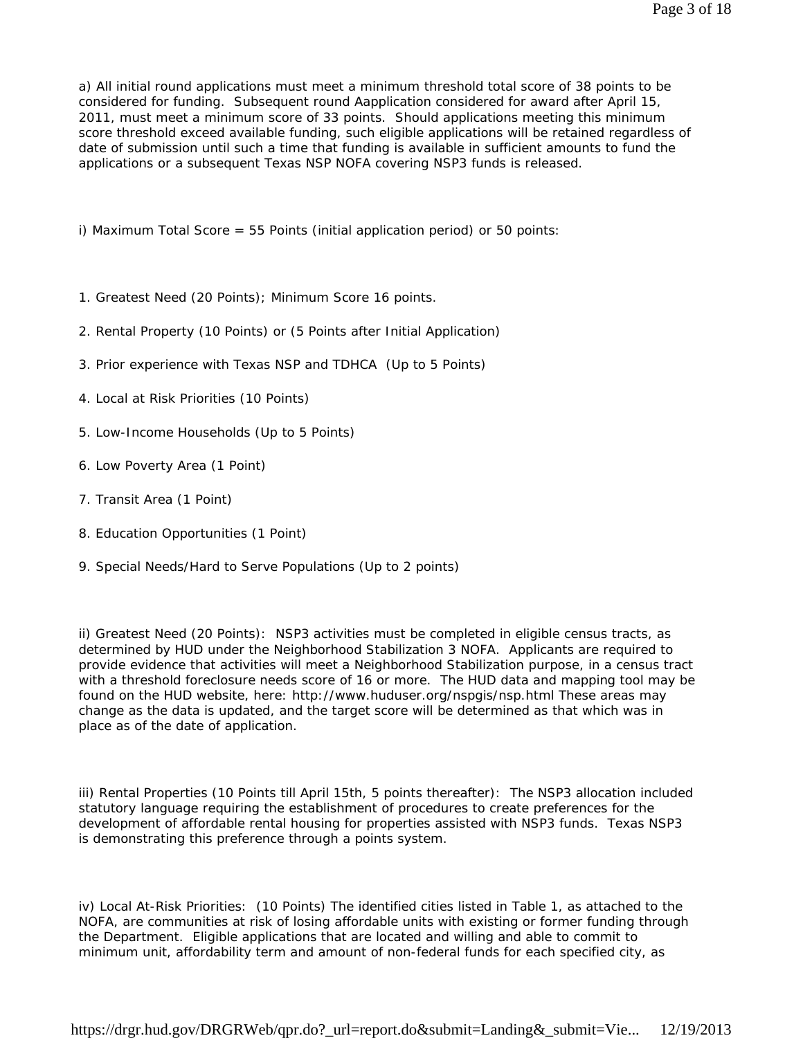a) All initial round applications must meet a minimum threshold total score of 38 points to be considered for funding. Subsequent round Aapplication considered for award after April 15, 2011, must meet a minimum score of 33 points. Should applications meeting this minimum score threshold exceed available funding, such eligible applications will be retained regardless of date of submission until such a time that funding is available in sufficient amounts to fund the applications or a subsequent Texas NSP NOFA covering NSP3 funds is released.

i) Maximum Total Score = 55 Points (initial application period) or 50 points:

1. Greatest Need (20 Points); Minimum Score 16 points.
2. Rental Property (10 Points) or (5 Points after Initial Application)
3. Prior experience with Texas NSP and TDHCA (Up to 5 Points)
4. Local at Risk Priorities (10 Points)
5. Low-Income Households (Up to 5 Points)
6. Low Poverty Area (1 Point)
7. Transit Area (1 Point)
8. Education Opportunities (1 Point)
9. Special Needs/Hard to Serve Populations (Up to 2 points)

ii) Greatest Need (20 Points): NSP3 activities must be completed in eligible census tracts, as determined by HUD under the Neighborhood Stabilization 3 NOFA. Applicants are required to provide evidence that activities will meet a Neighborhood Stabilization purpose, in a census tract with a threshold foreclosure needs score of 16 or more. The HUD data and mapping tool may be found on the HUD website, here: http://www.huduser.org/nspgis/nsp.html These areas may change as the data is updated, and the target score will be determined as that which was in place as of the date of application.

iii) Rental Properties (10 Points till April 15th, 5 points thereafter): The NSP3 allocation included statutory language requiring the establishment of procedures to create preferences for the development of affordable rental housing for properties assisted with NSP3 funds. Texas NSP3 is demonstrating this preference through a points system.

iv) Local At-Risk Priorities: (10 Points) The identified cities listed in Table 1, as attached to the NOFA, are communities at risk of losing affordable units with existing or former funding through the Department. Eligible applications that are located and willing and able to commit to minimum unit, affordability term and amount of non-federal funds for each specified city, as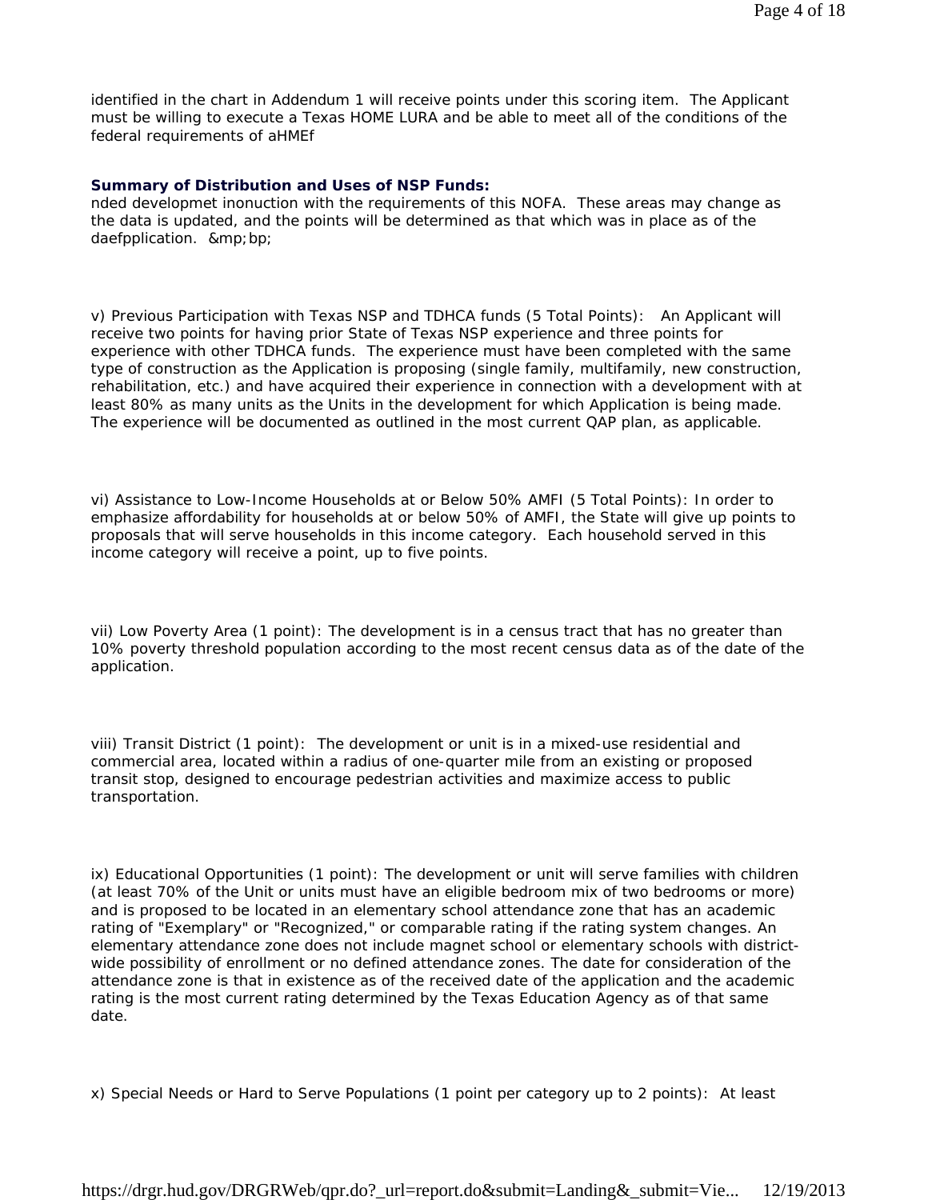identified in the chart in Addendum 1 will receive points under this scoring item. The Applicant must be willing to execute a Texas HOME LURA and be able to meet all of the conditions of the federal requirements of aHMEf

**Summary of Distribution and Uses of NSP Funds:**

nded developmet inonuction with the requirements of this NOFA. These areas may change as the data is updated, and the points will be determined as that which was in place as of the daefpplication. &mp;bp;

v) Previous Participation with Texas NSP and TDHCA funds (5 Total Points): An Applicant will receive two points for having prior State of Texas NSP experience and three points for experience with other TDHCA funds. The experience must have been completed with the same type of construction as the Application is proposing (single family, multifamily, new construction, rehabilitation, etc.) and have acquired their experience in connection with a development with at least 80% as many units as the Units in the development for which Application is being made. The experience will be documented as outlined in the most current QAP plan, as applicable.

vi) Assistance to Low-Income Households at or Below 50% AMFI (5 Total Points): In order to emphasize affordability for households at or below 50% of AMFI, the State will give up points to proposals that will serve households in this income category. Each household served in this income category will receive a point, up to five points.

vii) Low Poverty Area (1 point): The development is in a census tract that has no greater than 10% poverty threshold population according to the most recent census data as of the date of the application.

viii) Transit District (1 point): The development or unit is in a mixed-use residential and commercial area, located within a radius of one-quarter mile from an existing or proposed transit stop, designed to encourage pedestrian activities and maximize access to public transportation.

ix) Educational Opportunities (1 point): The development or unit will serve families with children (at least 70% of the Unit or units must have an eligible bedroom mix of two bedrooms or more) and is proposed to be located in an elementary school attendance zone that has an academic rating of "Exemplary" or "Recognized," or comparable rating if the rating system changes. An elementary attendance zone does not include magnet school or elementary schools with district-wide possibility of enrollment or no defined attendance zones. The date for consideration of the attendance zone is that in existence as of the received date of the application and the academic rating is the most current rating determined by the Texas Education Agency as of that same date.

x) Special Needs or Hard to Serve Populations (1 point per category up to 2 points): At least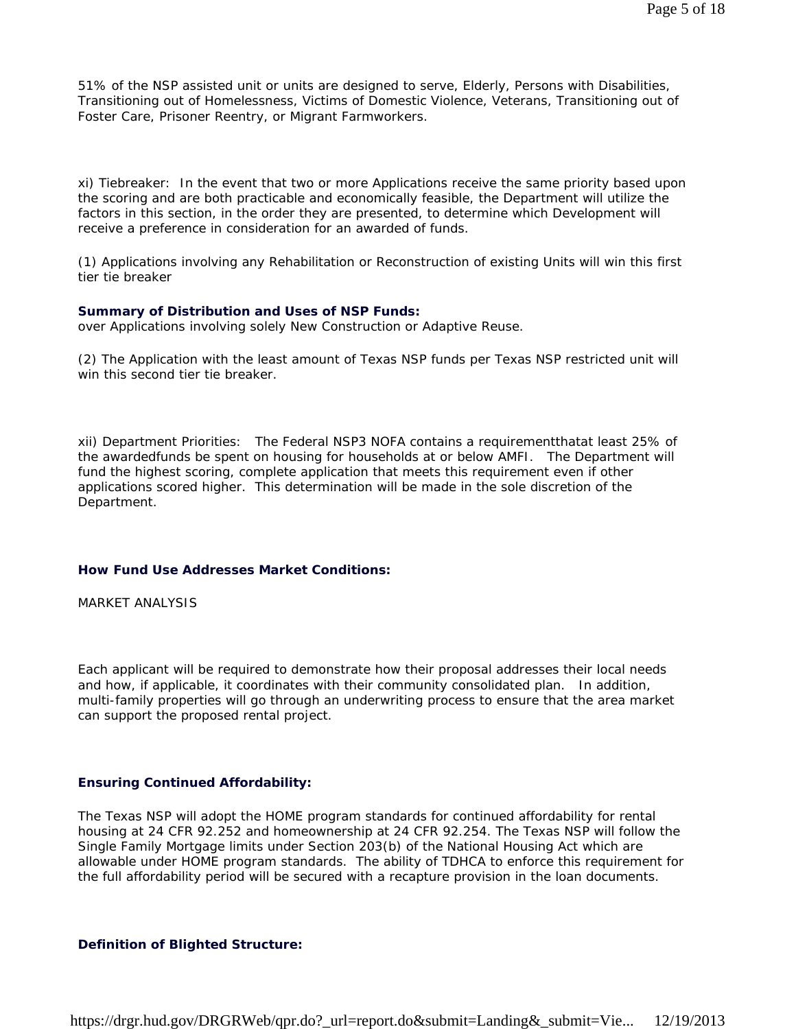51% of the NSP assisted unit or units are designed to serve, Elderly, Persons with Disabilities, Transitioning out of Homelessness, Victims of Domestic Violence, Veterans, Transitioning out of Foster Care, Prisoner Reentry, or Migrant Farmworkers.

xi) Tiebreaker: In the event that two or more Applications receive the same priority based upon the scoring and are both practicable and economically feasible, the Department will utilize the factors in this section, in the order they are presented, to determine which Development will receive a preference in consideration for an awarded of funds.

(1) Applications involving any Rehabilitation or Reconstruction of existing Units will win this first tier tie breaker

**Summary of Distribution and Uses of NSP Funds:**

over Applications involving solely New Construction or Adaptive Reuse.

(2) The Application with the least amount of Texas NSP funds per Texas NSP restricted unit will win this second tier tie breaker.

xii) Department Priorities: The Federal NSP3 NOFA contains a requirementthatat least 25% of the awardedfunds be spent on housing for households at or below AMFI. The Department will fund the highest scoring, complete application that meets this requirement even if other applications scored higher. This determination will be made in the sole discretion of the Department.

**How Fund Use Addresses Market Conditions:**

MARKET ANALYSIS

Each applicant will be required to demonstrate how their proposal addresses their local needs and how, if applicable, it coordinates with their community consolidated plan. In addition, multi-family properties will go through an underwriting process to ensure that the area market can support the proposed rental project.

**Ensuring Continued Affordability:**

The Texas NSP will adopt the HOME program standards for continued affordability for rental housing at 24 CFR 92.252 and homeownership at 24 CFR 92.254. The Texas NSP will follow the Single Family Mortgage limits under Section 203(b) of the National Housing Act which are allowable under HOME program standards. The ability of TDHCA to enforce this requirement for the full affordability period will be secured with a recapture provision in the loan documents.

**Definition of Blighted Structure:**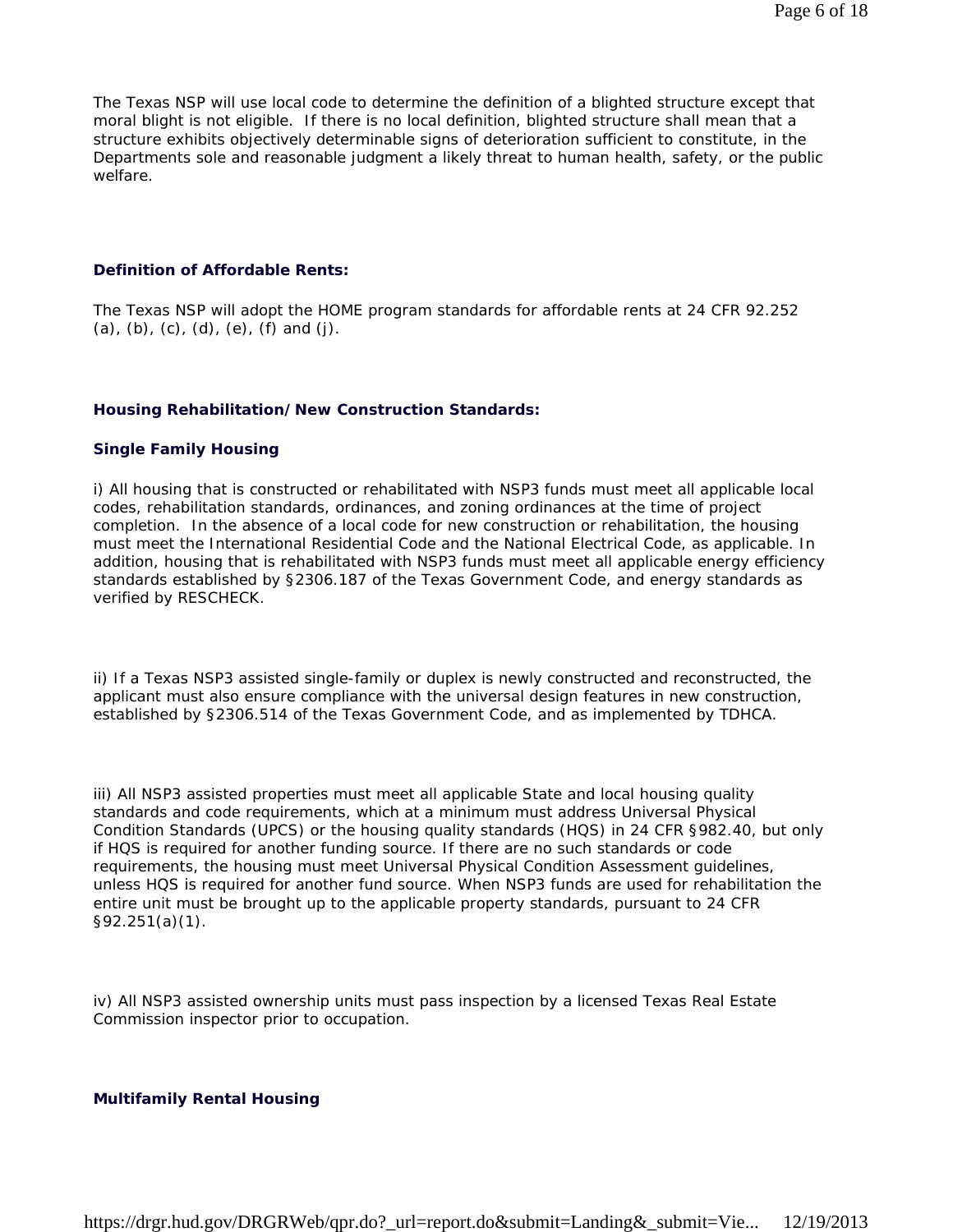The Texas NSP will use local code to determine the definition of a blighted structure except that moral blight is not eligible. If there is no local definition, blighted structure shall mean that a structure exhibits objectively determinable signs of deterioration sufficient to constitute, in the Departments sole and reasonable judgment a likely threat to human health, safety, or the public welfare.

**Definition of Affordable Rents:**

The Texas NSP will adopt the HOME program standards for affordable rents at 24 CFR 92.252 (a), (b), (c), (d), (e), (f) and (j).

**Housing Rehabilitation/New Construction Standards:**

**Single Family Housing**

i) All housing that is constructed or rehabilitated with NSP3 funds must meet all applicable local codes, rehabilitation standards, ordinances, and zoning ordinances at the time of project completion. In the absence of a local code for new construction or rehabilitation, the housing must meet the International Residential Code and the National Electrical Code, as applicable. In addition, housing that is rehabilitated with NSP3 funds must meet all applicable energy efficiency standards established by §2306.187 of the Texas Government Code, and energy standards as verified by RESCHECK.

ii) If a Texas NSP3 assisted single-family or duplex is newly constructed and reconstructed, the applicant must also ensure compliance with the universal design features in new construction, established by §2306.514 of the Texas Government Code, and as implemented by TDHCA.

iii) All NSP3 assisted properties must meet all applicable State and local housing quality standards and code requirements, which at a minimum must address Universal Physical Condition Standards (UPCS) or the housing quality standards (HQS) in 24 CFR §982.40, but only if HQS is required for another funding source. If there are no such standards or code requirements, the housing must meet Universal Physical Condition Assessment guidelines, unless HQS is required for another fund source. When NSP3 funds are used for rehabilitation the entire unit must be brought up to the applicable property standards, pursuant to 24 CFR §92.251(a)(1).

iv) All NSP3 assisted ownership units must pass inspection by a licensed Texas Real Estate Commission inspector prior to occupation.

**Multifamily Rental Housing**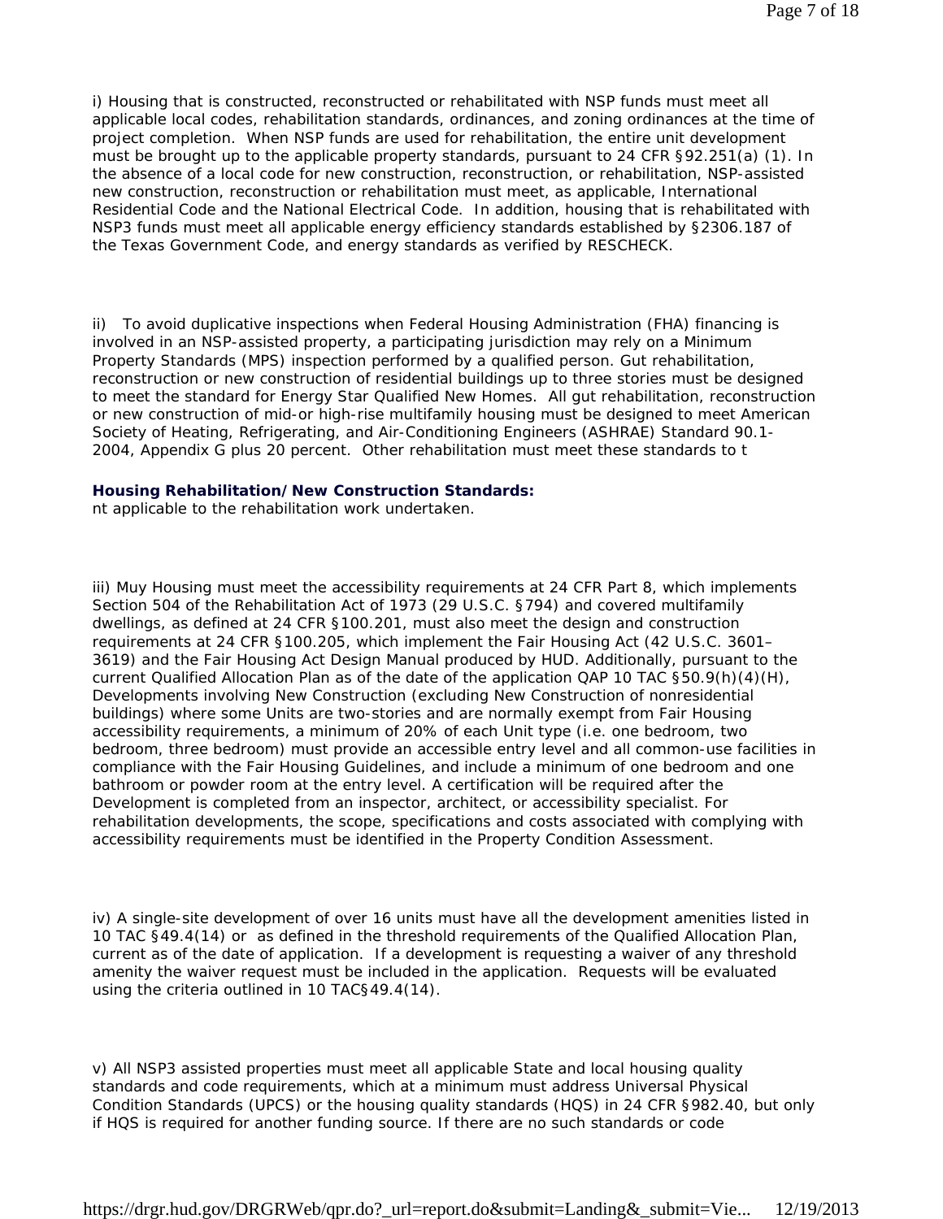i) Housing that is constructed, reconstructed or rehabilitated with NSP funds must meet all applicable local codes, rehabilitation standards, ordinances, and zoning ordinances at the time of project completion. When NSP funds are used for rehabilitation, the entire unit development must be brought up to the applicable property standards, pursuant to 24 CFR §92.251(a) (1). In the absence of a local code for new construction, reconstruction, or rehabilitation, NSP-assisted new construction, reconstruction or rehabilitation must meet, as applicable, International Residential Code and the National Electrical Code. In addition, housing that is rehabilitated with NSP3 funds must meet all applicable energy efficiency standards established by §2306.187 of the Texas Government Code, and energy standards as verified by RESCHECK.

ii) To avoid duplicative inspections when Federal Housing Administration (FHA) financing is involved in an NSP-assisted property, a participating jurisdiction may rely on a Minimum Property Standards (MPS) inspection performed by a qualified person. Gut rehabilitation, reconstruction or new construction of residential buildings up to three stories must be designed to meet the standard for Energy Star Qualified New Homes. All gut rehabilitation, reconstruction or new construction of mid-or high-rise multifamily housing must be designed to meet American Society of Heating, Refrigerating, and Air-Conditioning Engineers (ASHRAE) Standard 90.1-2004, Appendix G plus 20 percent. Other rehabilitation must meet these standards to t

**Housing Rehabilitation/New Construction Standards:**

nt applicable to the rehabilitation work undertaken.

iii) Muy Housing must meet the accessibility requirements at 24 CFR Part 8, which implements Section 504 of the Rehabilitation Act of 1973 (29 U.S.C. §794) and covered multifamily dwellings, as defined at 24 CFR §100.201, must also meet the design and construction requirements at 24 CFR §100.205, which implement the Fair Housing Act (42 U.S.C. 3601–3619) and the Fair Housing Act Design Manual produced by HUD. Additionally, pursuant to the current Qualified Allocation Plan as of the date of the application QAP 10 TAC §50.9(h)(4)(H), Developments involving New Construction (excluding New Construction of nonresidential buildings) where some Units are two-stories and are normally exempt from Fair Housing accessibility requirements, a minimum of 20% of each Unit type (i.e. one bedroom, two bedroom, three bedroom) must provide an accessible entry level and all common-use facilities in compliance with the Fair Housing Guidelines, and include a minimum of one bedroom and one bathroom or powder room at the entry level. A certification will be required after the Development is completed from an inspector, architect, or accessibility specialist. For rehabilitation developments, the scope, specifications and costs associated with complying with accessibility requirements must be identified in the Property Condition Assessment.

iv) A single-site development of over 16 units must have all the development amenities listed in 10 TAC §49.4(14) or as defined in the threshold requirements of the Qualified Allocation Plan, current as of the date of application. If a development is requesting a waiver of any threshold amenity the waiver request must be included in the application. Requests will be evaluated using the criteria outlined in 10 TAC§49.4(14).

v) All NSP3 assisted properties must meet all applicable State and local housing quality standards and code requirements, which at a minimum must address Universal Physical Condition Standards (UPCS) or the housing quality standards (HQS) in 24 CFR §982.40, but only if HQS is required for another funding source. If there are no such standards or code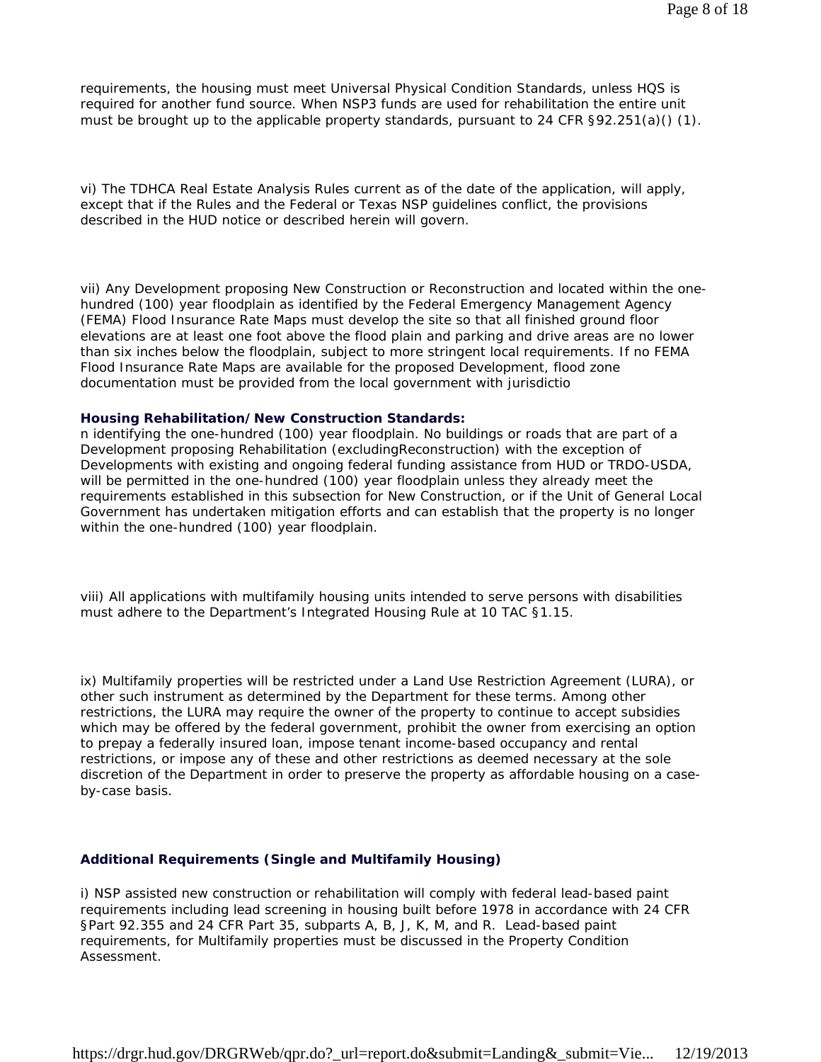requirements, the housing must meet Universal Physical Condition Standards, unless HQS is required for another fund source. When NSP3 funds are used for rehabilitation the entire unit must be brought up to the applicable property standards, pursuant to 24 CFR §92.251(a)() (1).

vi) The TDHCA Real Estate Analysis Rules current as of the date of the application, will apply, except that if the Rules and the Federal or Texas NSP guidelines conflict, the provisions described in the HUD notice or described herein will govern.

vii) Any Development proposing New Construction or Reconstruction and located within the one-hundred (100) year floodplain as identified by the Federal Emergency Management Agency (FEMA) Flood Insurance Rate Maps must develop the site so that all finished ground floor elevations are at least one foot above the flood plain and parking and drive areas are no lower than six inches below the floodplain, subject to more stringent local requirements. If no FEMA Flood Insurance Rate Maps are available for the proposed Development, flood zone documentation must be provided from the local government with jurisdictio

**Housing Rehabilitation/New Construction Standards:**

n identifying the one-hundred (100) year floodplain. No buildings or roads that are part of a Development proposing Rehabilitation (excludingReconstruction) with the exception of Developments with existing and ongoing federal funding assistance from HUD or TRDO-USDA, will be permitted in the one-hundred (100) year floodplain unless they already meet the requirements established in this subsection for New Construction, or if the Unit of General Local Government has undertaken mitigation efforts and can establish that the property is no longer within the one-hundred (100) year floodplain.

viii) All applications with multifamily housing units intended to serve persons with disabilities must adhere to the Department's Integrated Housing Rule at 10 TAC §1.15.

ix) Multifamily properties will be restricted under a Land Use Restriction Agreement (LURA), or other such instrument as determined by the Department for these terms. Among other restrictions, the LURA may require the owner of the property to continue to accept subsidies which may be offered by the federal government, prohibit the owner from exercising an option to prepay a federally insured loan, impose tenant income-based occupancy and rental restrictions, or impose any of these and other restrictions as deemed necessary at the sole discretion of the Department in order to preserve the property as affordable housing on a case-by-case basis.

**Additional Requirements (Single and Multifamily Housing)**

i) NSP assisted new construction or rehabilitation will comply with federal lead-based paint requirements including lead screening in housing built before 1978 in accordance with 24 CFR §Part 92.355 and 24 CFR Part 35, subparts A, B, J, K, M, and R. Lead-based paint requirements, for Multifamily properties must be discussed in the Property Condition Assessment.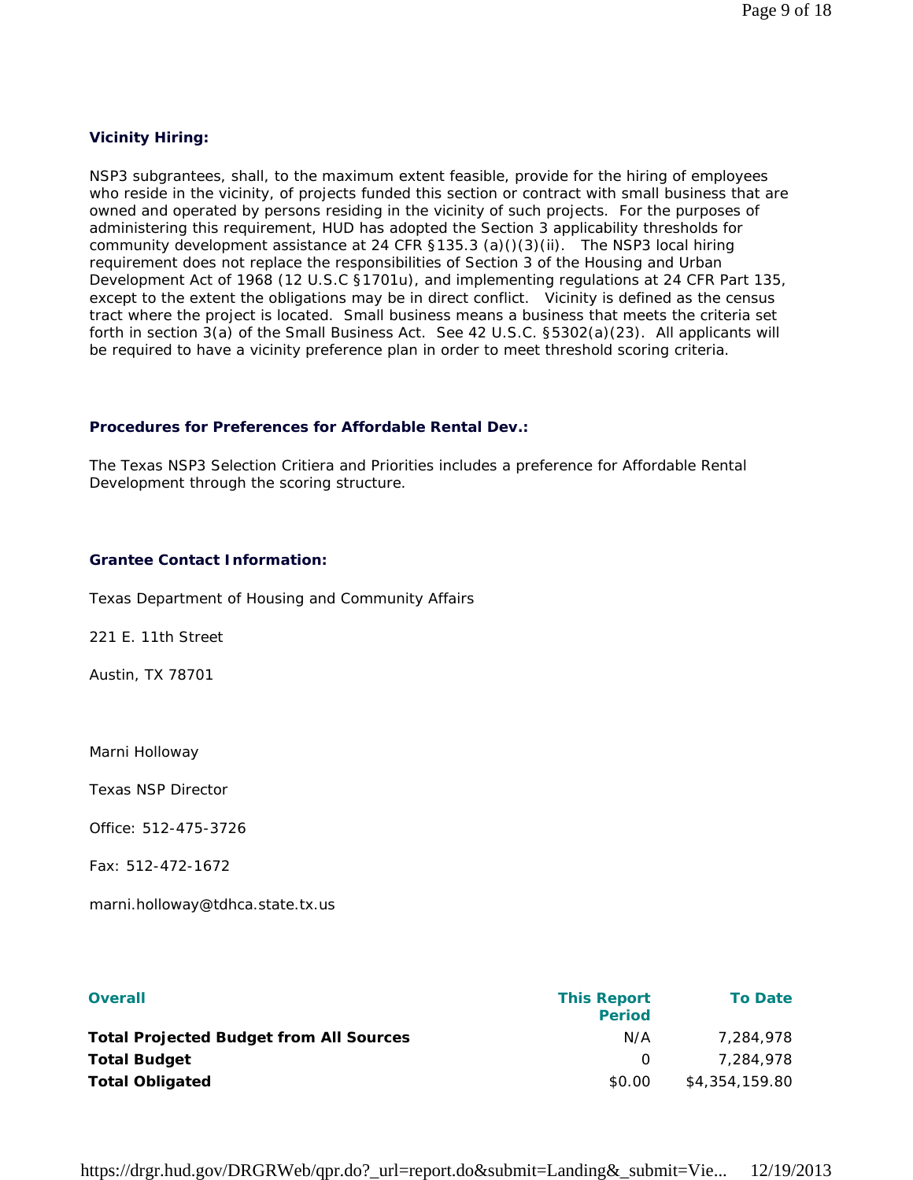### Vicinity Hiring:

NSP3 subgrantees, shall, to the maximum extent feasible, provide for the hiring of employees who reside in the vicinity, of projects funded this section or contract with small business that are owned and operated by persons residing in the vicinity of such projects. For the purposes of administering this requirement, HUD has adopted the Section 3 applicability thresholds for community development assistance at 24 CFR §135.3 (a)()(3)(ii). The NSP3 local hiring requirement does not replace the responsibilities of Section 3 of the Housing and Urban Development Act of 1968 (12 U.S.C §1701u), and implementing regulations at 24 CFR Part 135, except to the extent the obligations may be in direct conflict. Vicinity is defined as the census tract where the project is located. Small business means a business that meets the criteria set forth in section 3(a) of the Small Business Act. See 42 U.S.C. §5302(a)(23). All applicants will be required to have a vicinity preference plan in order to meet threshold scoring criteria.

### Procedures for Preferences for Affordable Rental Dev.:

The Texas NSP3 Selection Critiera and Priorities includes a preference for Affordable Rental Development through the scoring structure.

### Grantee Contact Information:

Texas Department of Housing and Community Affairs

221 E. 11th Street

Austin, TX 78701

Marni Holloway

Texas NSP Director

Office: 512-475-3726

Fax: 512-472-1672

marni.holloway@tdhca.state.tx.us

| Overall | This Report Period | To Date |
| --- | --- | --- |
| **Total Projected Budget from All Sources** | N/A | 7,284,978 |
| **Total Budget** | 0 | 7,284,978 |
| **Total Obligated** | $0.00 | $4,354,159.80 |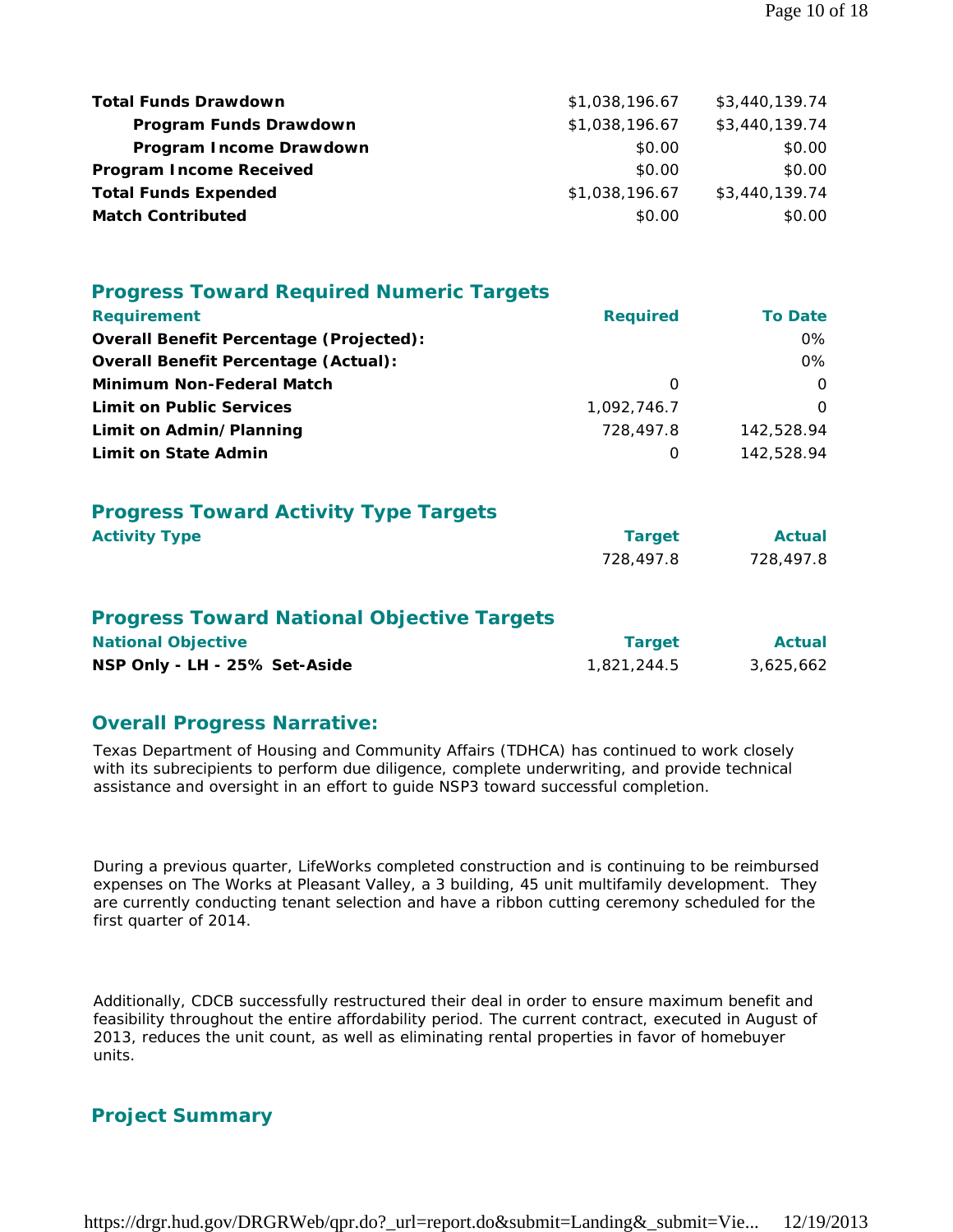| | | |
|---|---|---|
| **Total Funds Drawdown** | $1,038,196.67 | $3,440,139.74 |
| **Program Funds Drawdown** | $1,038,196.67 | $3,440,139.74 |
| **Program Income Drawdown** | $0.00 | $0.00 |
| **Program Income Received** | $0.00 | $0.00 |
| **Total Funds Expended** | $1,038,196.67 | $3,440,139.74 |
| **Match Contributed** | $0.00 | $0.00 |

## Progress Toward Required Numeric Targets

| Requirement | Required | To Date |
|---|---|---|
| **Overall Benefit Percentage (Projected):** | | 0% |
| **Overall Benefit Percentage (Actual):** | | 0% |
| **Minimum Non-Federal Match** | 0 | 0 |
| **Limit on Public Services** | 1,092,746.7 | 0 |
| **Limit on Admin/Planning** | 728,497.8 | 142,528.94 |
| **Limit on State Admin** | 0 | 142,528.94 |

## Progress Toward Activity Type Targets

| Activity Type | Target | Actual |
|---|---|---|
| | 728,497.8 | 728,497.8 |

## Progress Toward National Objective Targets

| National Objective | Target | Actual |
|---|---|---|
| **NSP Only - LH - 25% Set-Aside** | 1,821,244.5 | 3,625,662 |

## Overall Progress Narrative:

Texas Department of Housing and Community Affairs (TDHCA) has continued to work closely with its subrecipients to perform due diligence, complete underwriting, and provide technical assistance and oversight in an effort to guide NSP3 toward successful completion.

During a previous quarter, LifeWorks completed construction and is continuing to be reimbursed expenses on The Works at Pleasant Valley, a 3 building, 45 unit multifamily development. They are currently conducting tenant selection and have a ribbon cutting ceremony scheduled for the first quarter of 2014.

Additionally, CDCB successfully restructured their deal in order to ensure maximum benefit and feasibility throughout the entire affordability period. The current contract, executed in August of 2013, reduces the unit count, as well as eliminating rental properties in favor of homebuyer units.

## Project Summary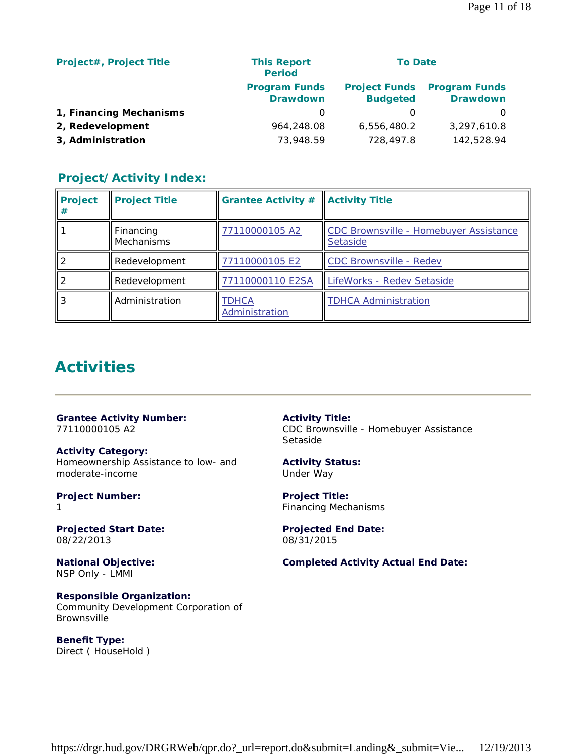| Project#, Project Title | This Report Period | To Date | |
|---|---|---|---|
| | Program Funds Drawdown | Project Funds Budgeted | Program Funds Drawdown |
| **1, Financing Mechanisms** | 0 | 0 | 0 |
| **2, Redevelopment** | 964,248.08 | 6,556,480.2 | 3,297,610.8 |
| **3, Administration** | 73,948.59 | 728,497.8 | 142,528.94 |

## Project/Activity Index:

| Project # | Project Title | Grantee Activity # | Activity Title |
|---|---|---|---|
| 1 | Financing Mechanisms | 77110000105 A2 | CDC Brownsville - Homebuyer Assistance Setaside |
| 2 | Redevelopment | 77110000105 E2 | CDC Brownsville - Redev |
| 2 | Redevelopment | 77110000110 E2SA | LifeWorks - Redev Setaside |
| 3 | Administration | TDHCA Administration | TDHCA Administration |

# Activities

**Grantee Activity Number:**
77110000105 A2

**Activity Title:**
CDC Brownsville - Homebuyer Assistance Setaside

**Activity Category:**
Homeownership Assistance to low- and moderate-income

**Activity Status:**
Under Way

**Project Number:**
1

**Project Title:**
Financing Mechanisms

**Projected Start Date:**
08/22/2013

**Projected End Date:**
08/31/2015

**National Objective:**
NSP Only - LMMI

**Completed Activity Actual End Date:**

**Responsible Organization:**
Community Development Corporation of Brownsville

**Benefit Type:**
Direct ( HouseHold )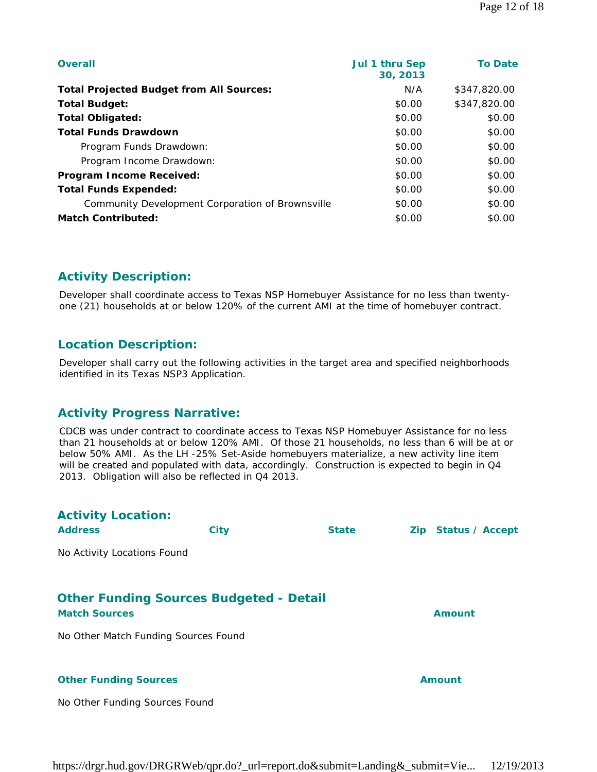| Overall | Jul 1 thru Sep 30, 2013 | To Date |
|---|---|---|
| **Total Projected Budget from All Sources:** | N/A | $347,820.00 |
| **Total Budget:** | $0.00 | $347,820.00 |
| **Total Obligated:** | $0.00 | $0.00 |
| **Total Funds Drawdown** | $0.00 | $0.00 |
| Program Funds Drawdown: | $0.00 | $0.00 |
| Program Income Drawdown: | $0.00 | $0.00 |
| **Program Income Received:** | $0.00 | $0.00 |
| **Total Funds Expended:** | $0.00 | $0.00 |
| Community Development Corporation of Brownsville | $0.00 | $0.00 |
| **Match Contributed:** | $0.00 | $0.00 |

## Activity Description:

Developer shall coordinate access to Texas NSP Homebuyer Assistance for no less than twenty-one (21) households at or below 120% of the current AMI at the time of homebuyer contract.

## Location Description:

Developer shall carry out the following activities in the target area and specified neighborhoods identified in its Texas NSP3 Application.

## Activity Progress Narrative:

CDCB was under contract to coordinate access to Texas NSP Homebuyer Assistance for no less than 21 households at or below 120% AMI. Of those 21 households, no less than 6 will be at or below 50% AMI. As the LH -25% Set-Aside homebuyers materialize, a new activity line item will be created and populated with data, accordingly. Construction is expected to begin in Q4 2013. Obligation will also be reflected in Q4 2013.

## Activity Location:

| Address | City | State | Zip | Status / Accept |
|---|---|---|---|---|

No Activity Locations Found

## Other Funding Sources Budgeted - Detail

| Match Sources | Amount |
|---|---|

No Other Match Funding Sources Found

| Other Funding Sources | Amount |
|---|---|

No Other Funding Sources Found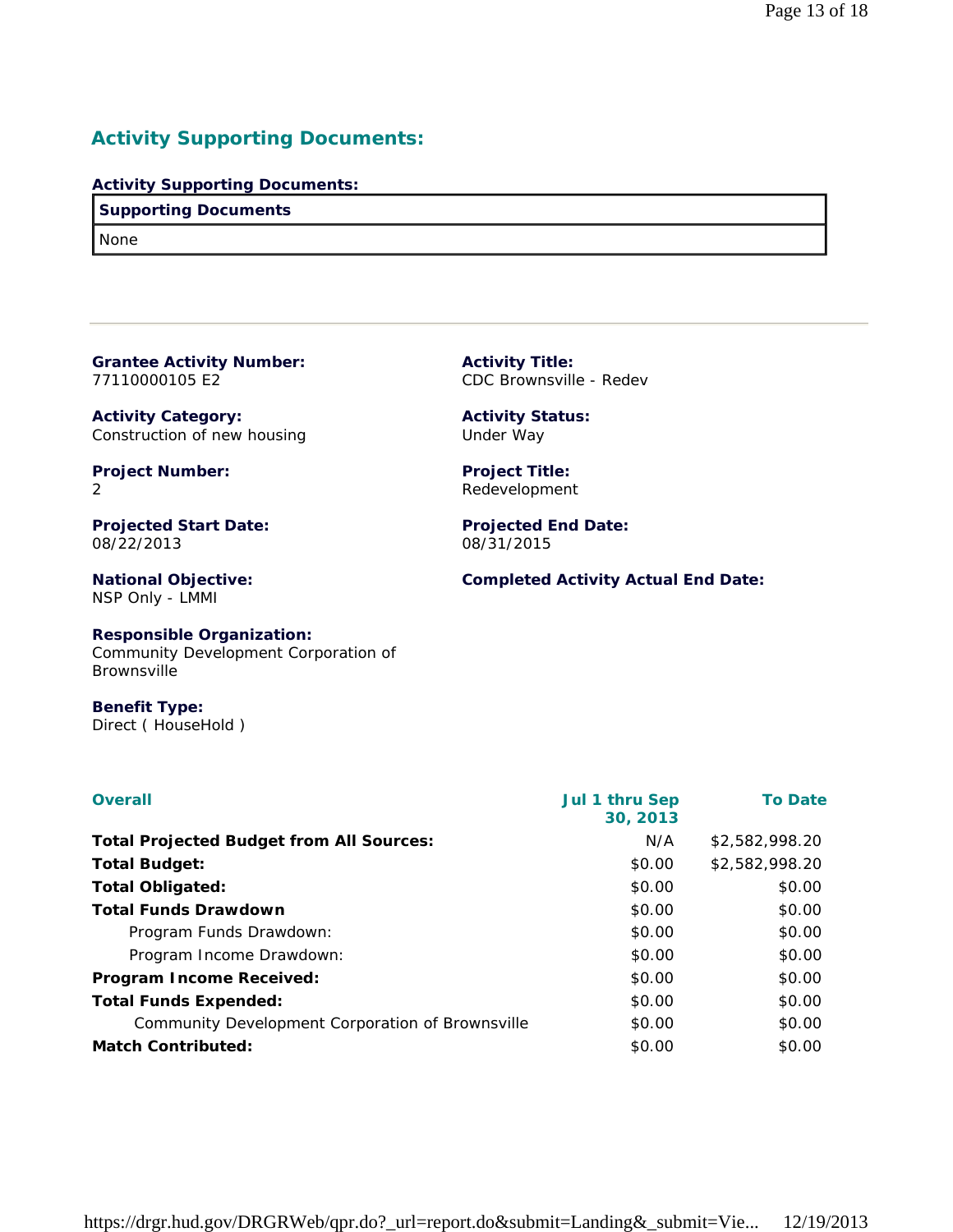## Activity Supporting Documents:

**Activity Supporting Documents:**

| Supporting Documents |
|---|
| None |

---

**Grantee Activity Number:**
77110000105 E2

**Activity Title:**
CDC Brownsville - Redev

**Activity Category:**
Construction of new housing

**Activity Status:**
Under Way

**Project Number:**
2

**Project Title:**
Redevelopment

**Projected Start Date:**
08/22/2013

**Projected End Date:**
08/31/2015

**National Objective:**
NSP Only - LMMI

**Completed Activity Actual End Date:**

**Responsible Organization:**
Community Development Corporation of Brownsville

**Benefit Type:**
Direct ( HouseHold )

| Overall | Jul 1 thru Sep 30, 2013 | To Date |
|---|---|---|
| **Total Projected Budget from All Sources:** | N/A | $2,582,998.20 |
| **Total Budget:** | $0.00 | $2,582,998.20 |
| **Total Obligated:** | $0.00 | $0.00 |
| **Total Funds Drawdown** | $0.00 | $0.00 |
| Program Funds Drawdown: | $0.00 | $0.00 |
| Program Income Drawdown: | $0.00 | $0.00 |
| **Program Income Received:** | $0.00 | $0.00 |
| **Total Funds Expended:** | $0.00 | $0.00 |
| Community Development Corporation of Brownsville | $0.00 | $0.00 |
| **Match Contributed:** | $0.00 | $0.00 |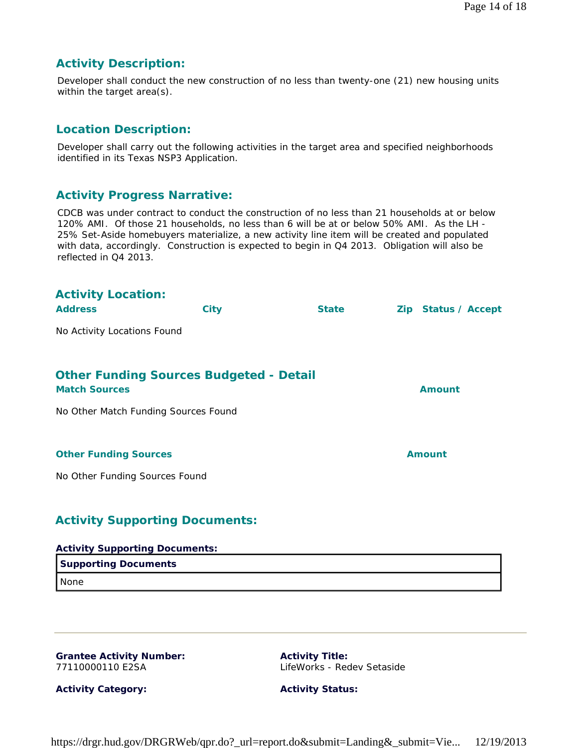## Activity Description:

Developer shall conduct the new construction of no less than twenty-one (21) new housing units within the target area(s).

## Location Description:

Developer shall carry out the following activities in the target area and specified neighborhoods identified in its Texas NSP3 Application.

## Activity Progress Narrative:

CDCB was under contract to conduct the construction of no less than 21 households at or below 120% AMI. Of those 21 households, no less than 6 will be at or below 50% AMI. As the LH - 25% Set-Aside homebuyers materialize, a new activity line item will be created and populated with data, accordingly. Construction is expected to begin in Q4 2013. Obligation will also be reflected in Q4 2013.

## Activity Location:

| Address | City | State | Zip | Status / Accept |
|---|---|---|---|---|

No Activity Locations Found

## Other Funding Sources Budgeted - Detail

| Match Sources | Amount |
|---|---|

No Other Match Funding Sources Found

| Other Funding Sources | Amount |
|---|---|

No Other Funding Sources Found

## Activity Supporting Documents:

**Activity Supporting Documents:**

| Supporting Documents |
|---|
| None |

---

**Grantee Activity Number:**
77110000110 E2SA

**Activity Title:**
LifeWorks - Redev Setaside

**Activity Category:**

**Activity Status:**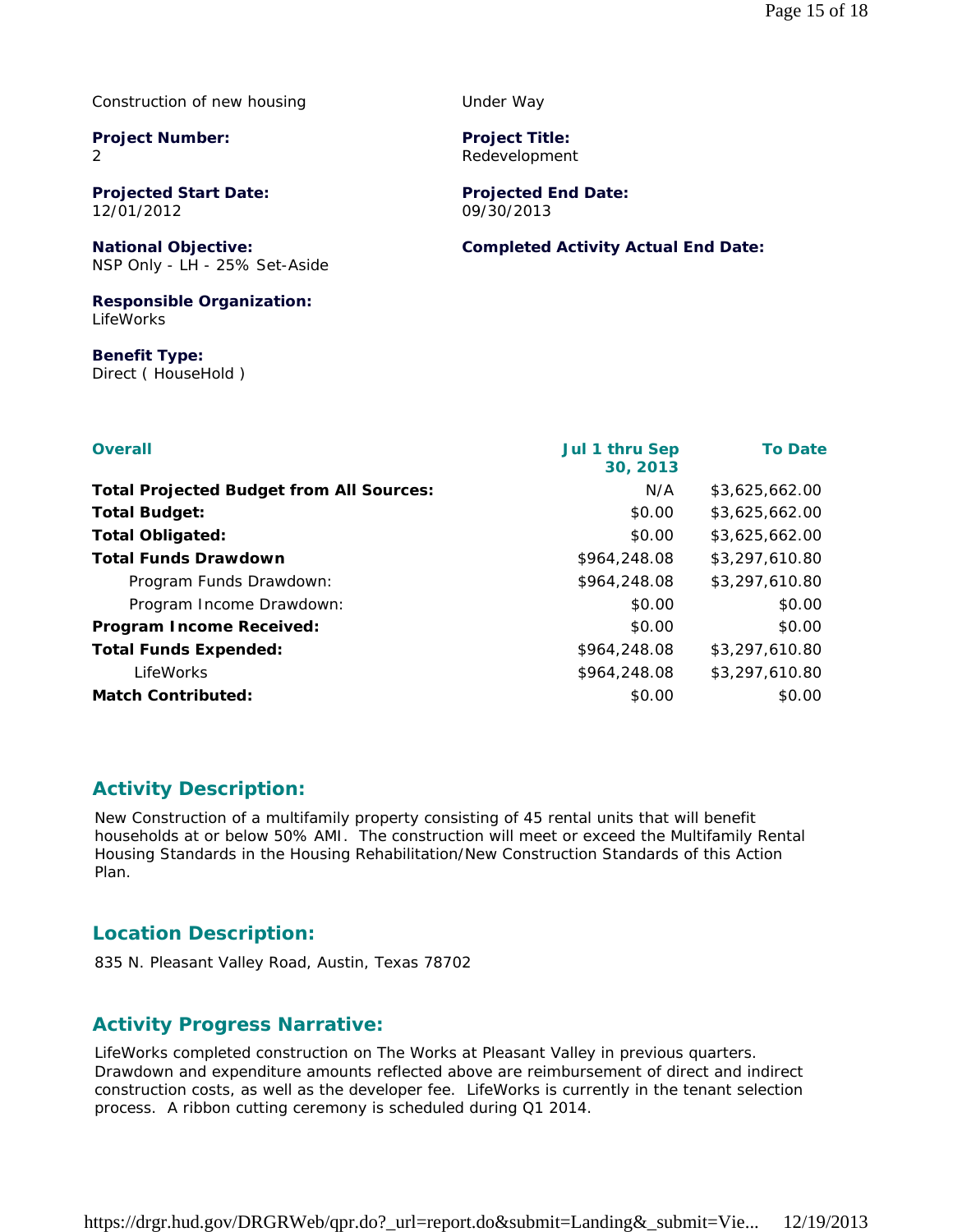Construction of new housing | Under Way

**Project Number:**
2

**Project Title:**
Redevelopment

**Projected Start Date:**
12/01/2012

**Projected End Date:**
09/30/2013

**National Objective:**
NSP Only - LH - 25% Set-Aside

**Completed Activity Actual End Date:**

**Responsible Organization:**
LifeWorks

**Benefit Type:**
Direct ( HouseHold )

| **Overall** | **Jul 1 thru Sep 30, 2013** | **To Date** |
|---|---|---|
| **Total Projected Budget from All Sources:** | N/A | $3,625,662.00 |
| **Total Budget:** | $0.00 | $3,625,662.00 |
| **Total Obligated:** | $0.00 | $3,625,662.00 |
| **Total Funds Drawdown** | $964,248.08 | $3,297,610.80 |
| Program Funds Drawdown: | $964,248.08 | $3,297,610.80 |
| Program Income Drawdown: | $0.00 | $0.00 |
| **Program Income Received:** | $0.00 | $0.00 |
| **Total Funds Expended:** | $964,248.08 | $3,297,610.80 |
| LifeWorks | $964,248.08 | $3,297,610.80 |
| **Match Contributed:** | $0.00 | $0.00 |

## Activity Description:

New Construction of a multifamily property consisting of 45 rental units that will benefit households at or below 50% AMI. The construction will meet or exceed the Multifamily Rental Housing Standards in the Housing Rehabilitation/New Construction Standards of this Action Plan.

## Location Description:

835 N. Pleasant Valley Road, Austin, Texas 78702

## Activity Progress Narrative:

LifeWorks completed construction on The Works at Pleasant Valley in previous quarters. Drawdown and expenditure amounts reflected above are reimbursement of direct and indirect construction costs, as well as the developer fee. LifeWorks is currently in the tenant selection process. A ribbon cutting ceremony is scheduled during Q1 2014.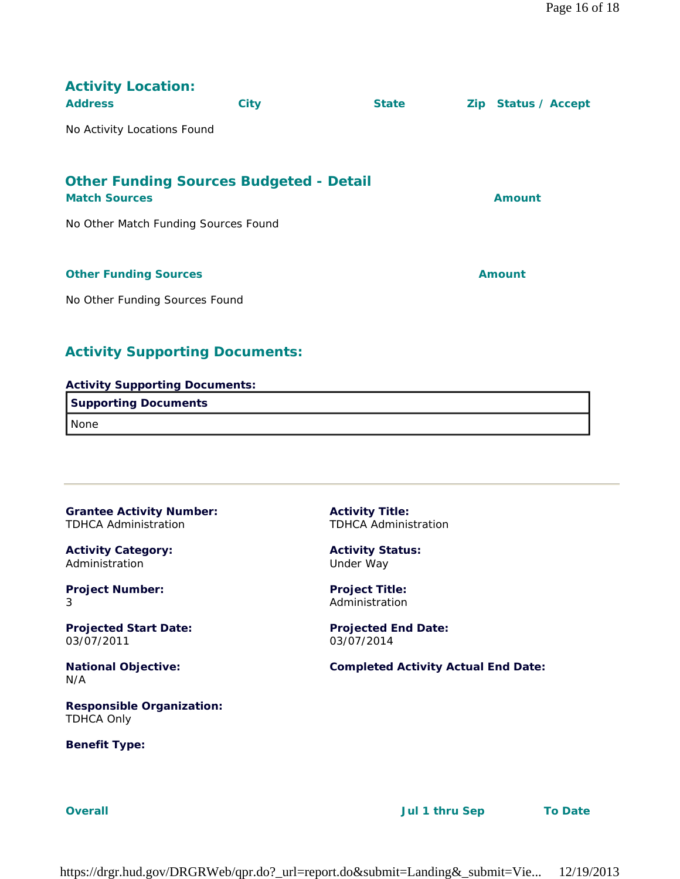## Activity Location:

| Address | City | State | Zip | Status / Accept |
|---|---|---|---|---|
| No Activity Locations Found | | | | |

## Other Funding Sources Budgeted - Detail

| Match Sources | Amount |
|---|---|
| No Other Match Funding Sources Found | |

| Other Funding Sources | Amount |
|---|---|
| No Other Funding Sources Found | |

## Activity Supporting Documents:

**Activity Supporting Documents:**

| Supporting Documents |
|---|
| None |

---

**Grantee Activity Number:**
TDHCA Administration

**Activity Title:**
TDHCA Administration

**Activity Category:**
Administration

**Activity Status:**
Under Way

**Project Number:**
3

**Project Title:**
Administration

**Projected Start Date:**
03/07/2011

**Projected End Date:**
03/07/2014

**National Objective:**
N/A

**Completed Activity Actual End Date:**

**Responsible Organization:**
TDHCA Only

**Benefit Type:**

| Overall | Jul 1 thru Sep | To Date |
|---|---|---|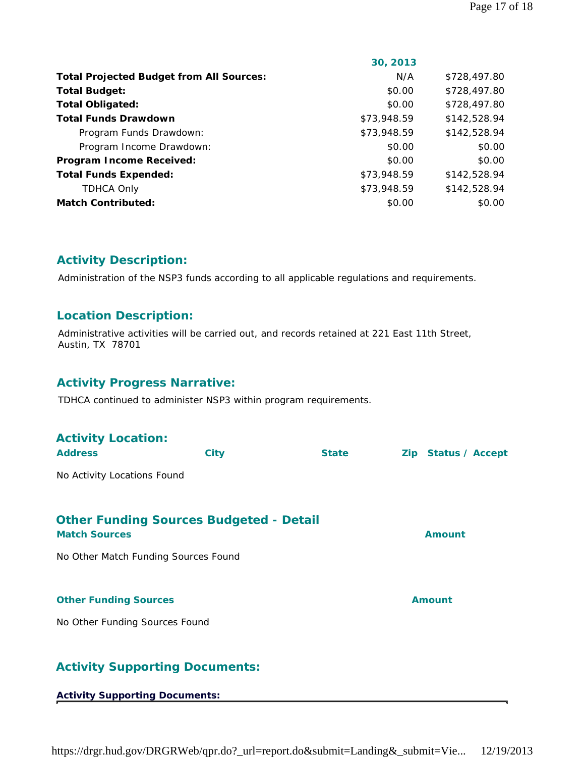| | 30, 2013 | |
|---|---|---|
| **Total Projected Budget from All Sources:** | N/A | $728,497.80 |
| **Total Budget:** | $0.00 | $728,497.80 |
| **Total Obligated:** | $0.00 | $728,497.80 |
| **Total Funds Drawdown** | $73,948.59 | $142,528.94 |
| Program Funds Drawdown: | $73,948.59 | $142,528.94 |
| Program Income Drawdown: | $0.00 | $0.00 |
| **Program Income Received:** | $0.00 | $0.00 |
| **Total Funds Expended:** | $73,948.59 | $142,528.94 |
| TDHCA Only | $73,948.59 | $142,528.94 |
| **Match Contributed:** | $0.00 | $0.00 |

## Activity Description:

Administration of the NSP3 funds according to all applicable regulations and requirements.

## Location Description:

Administrative activities will be carried out, and records retained at 221 East 11th Street, Austin, TX 78701

## Activity Progress Narrative:

TDHCA continued to administer NSP3 within program requirements.

## Activity Location:

| Address | City | State | Zip | Status / Accept |
|---|---|---|---|---|

No Activity Locations Found

## Other Funding Sources Budgeted - Detail

| Match Sources | Amount |
|---|---|

No Other Match Funding Sources Found

| Other Funding Sources | Amount |
|---|---|

No Other Funding Sources Found

## Activity Supporting Documents:

**Activity Supporting Documents:**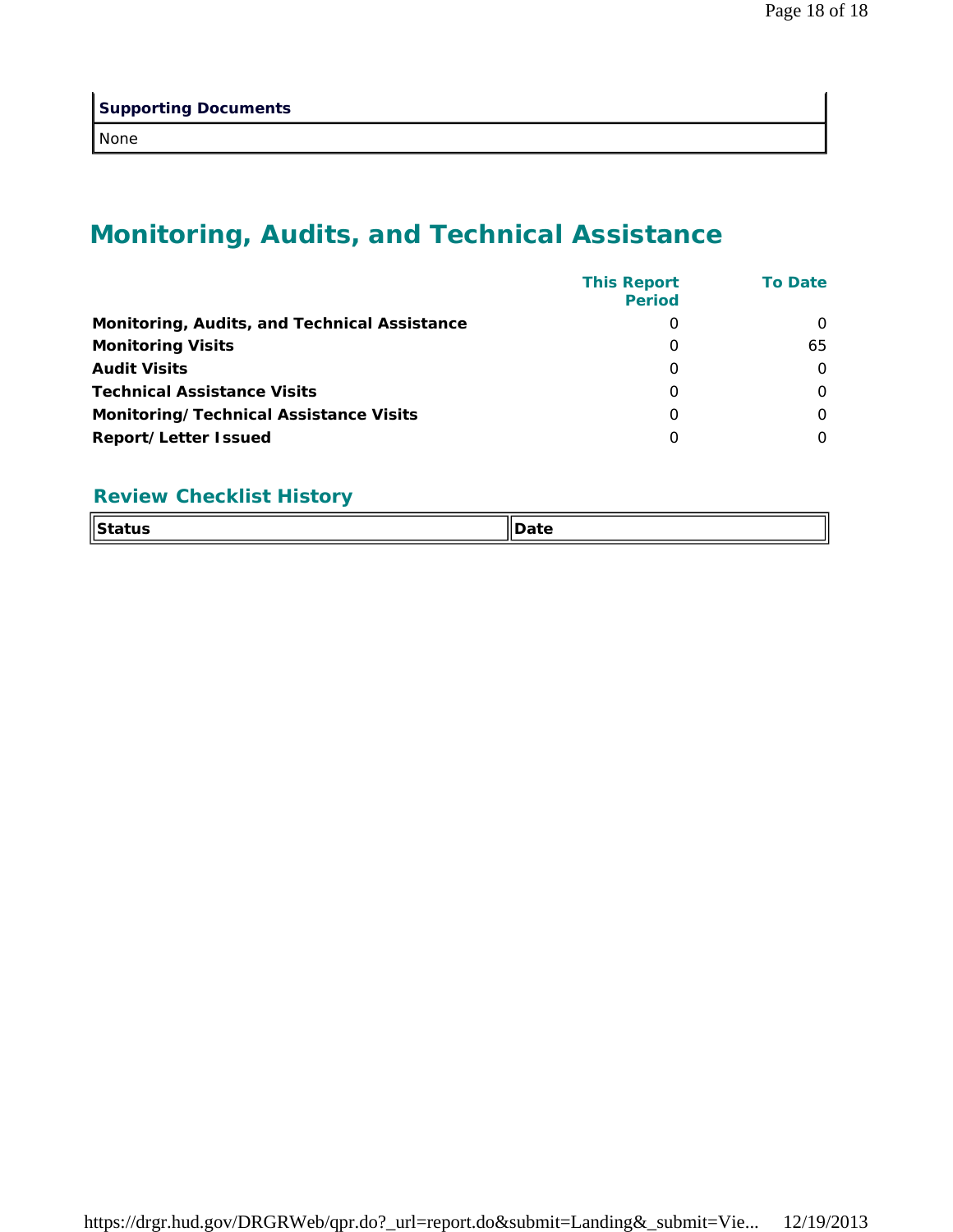| Supporting Documents |
| --- |
| None |

## Monitoring, Audits, and Technical Assistance

| | This Report Period | To Date |
| --- | --- | --- |
| **Monitoring, Audits, and Technical Assistance** | 0 | 0 |
| **Monitoring Visits** | 0 | 65 |
| **Audit Visits** | 0 | 0 |
| **Technical Assistance Visits** | 0 | 0 |
| **Monitoring/Technical Assistance Visits** | 0 | 0 |
| **Report/Letter Issued** | 0 | 0 |

### Review Checklist History

| Status | Date |
| --- | --- |